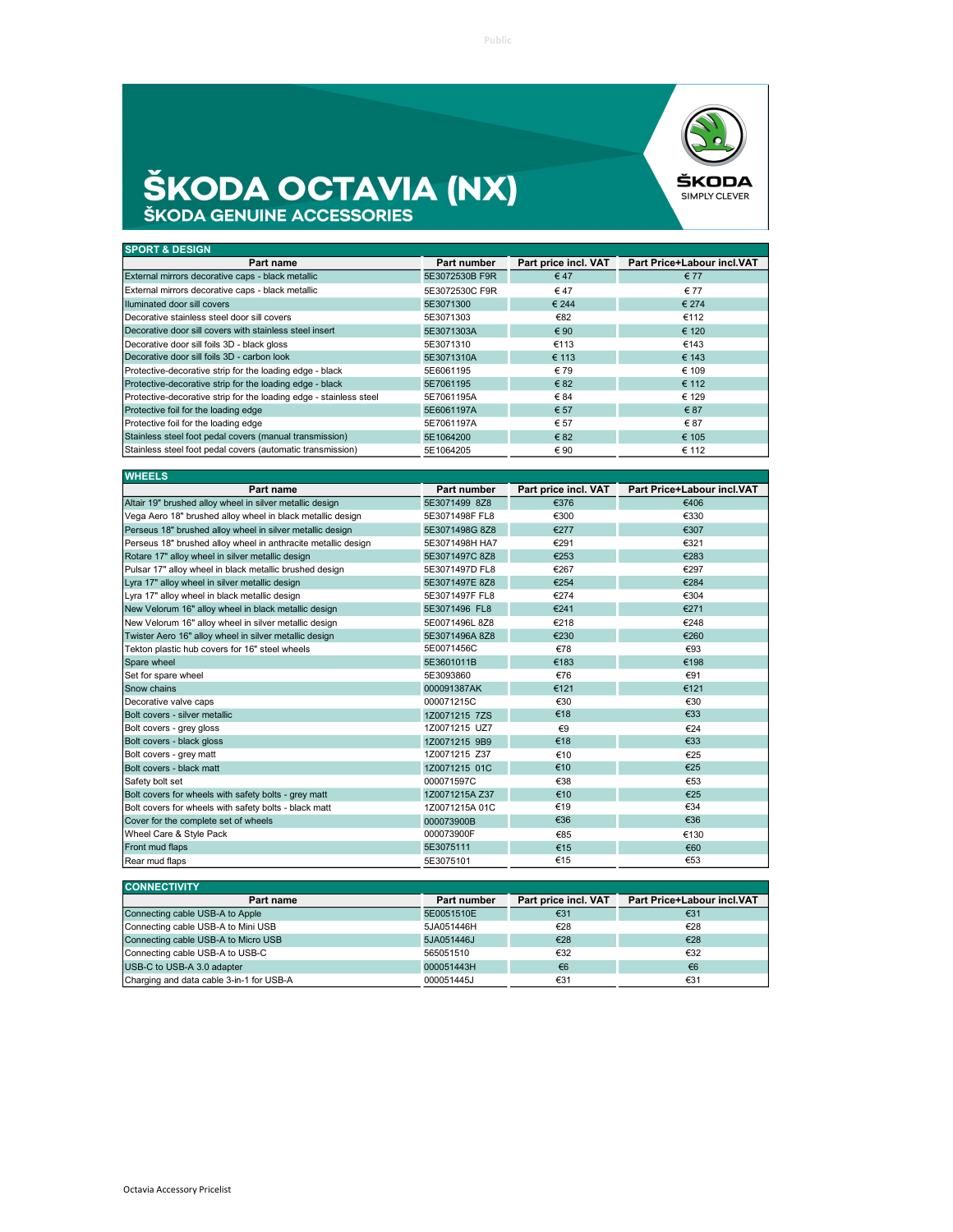# ŠKODA OCTAVIA (NX)

## ŠKODA GENUINE ACCESSORIES

ŠKODA SIMPLY CLEVER

### SPORT & DESIGN

| Part name | Part number | Part price incl. VAT | Part Price+Labour incl.VAT |
|---|---|---|---|
| External mirrors decorative caps - black metallic | 5E3072530B F9R | € 47 | € 77 |
| External mirrors decorative caps - black metallic | 5E3072530C F9R | € 47 | € 77 |
| Iluminated door sill covers | 5E3071300 | € 244 | € 274 |
| Decorative stainless steel door sill covers | 5E3071303 | €82 | €112 |
| Decorative door sill covers with stainless steel insert | 5E3071303A | € 90 | € 120 |
| Decorative door sill foils 3D - black gloss | 5E3071310 | €113 | €143 |
| Decorative door sill foils 3D - carbon look | 5E3071310A | € 113 | € 143 |
| Protective-decorative strip for the loading edge - black | 5E6061195 | € 79 | € 109 |
| Protective-decorative strip for the loading edge - black | 5E7061195 | € 82 | € 112 |
| Protective-decorative strip for the loading edge - stainless steel | 5E7061195A | € 84 | € 129 |
| Protective foil for the loading edge | 5E6061197A | € 57 | € 87 |
| Protective foil for the loading edge | 5E7061197A | € 57 | € 87 |
| Stainless steel foot pedal covers (manual transmission) | 5E1064200 | € 82 | € 105 |
| Stainless steel foot pedal covers (automatic transmission) | 5E1064205 | € 90 | € 112 |

### WHEELS

| Part name | Part number | Part price incl. VAT | Part Price+Labour incl.VAT |
|---|---|---|---|
| Altair 19" brushed alloy wheel in silver metallic design | 5E3071499 8Z8 | €376 | €406 |
| Vega Aero 18" brushed alloy wheel in black metallic design | 5E3071498F FL8 | €300 | €330 |
| Perseus 18" brushed alloy wheel in silver metallic design | 5E3071498G 8Z8 | €277 | €307 |
| Perseus 18" brushed alloy wheel in anthracite metallic design | 5E3071498H HA7 | €291 | €321 |
| Rotare 17" alloy wheel in silver metallic design | 5E3071497C 8Z8 | €253 | €283 |
| Pulsar 17" alloy wheel in black metallic brushed design | 5E3071497D FL8 | €267 | €297 |
| Lyra 17" alloy wheel in silver metallic design | 5E3071497E 8Z8 | €254 | €284 |
| Lyra 17" alloy wheel in black metallic design | 5E3071497F FL8 | €274 | €304 |
| New Velorum 16" alloy wheel in black metallic design | 5E3071496 FL8 | €241 | €271 |
| New Velorum 16" alloy wheel in silver metallic design | 5E0071496L 8Z8 | €218 | €248 |
| Twister Aero 16" alloy wheel in silver metallic design | 5E3071496A 8Z8 | €230 | €260 |
| Tekton plastic hub covers for 16" steel wheels | 5E0071456C | €78 | €93 |
| Spare wheel | 5E3601011B | €183 | €198 |
| Set for spare wheel | 5E3093860 | €76 | €91 |
| Snow chains | 000091387AK | €121 | €121 |
| Decorative valve caps | 000071215C | €30 | €30 |
| Bolt covers - silver metallic | 1Z0071215 7ZS | €18 | €33 |
| Bolt covers - grey gloss | 1Z0071215 UZ7 | €9 | €24 |
| Bolt covers - black gloss | 1Z0071215 9B9 | €18 | €33 |
| Bolt covers - grey matt | 1Z0071215 Z37 | €10 | €25 |
| Bolt covers - black matt | 1Z0071215 01C | €10 | €25 |
| Safety bolt set | 000071597C | €38 | €53 |
| Bolt covers for wheels with safety bolts - grey matt | 1Z0071215A Z37 | €10 | €25 |
| Bolt covers for wheels with safety bolts - black matt | 1Z0071215A 01C | €19 | €34 |
| Cover for the complete set of wheels | 000073900B | €36 | €36 |
| Wheel Care & Style Pack | 000073900F | €85 | €130 |
| Front mud flaps | 5E3075111 | €15 | €60 |
| Rear mud flaps | 5E3075101 | €15 | €53 |

### CONNECTIVITY

| Part name | Part number | Part price incl. VAT | Part Price+Labour incl.VAT |
|---|---|---|---|
| Connecting cable USB-A to Apple | 5E0051510E | €31 | €31 |
| Connecting cable USB-A to Mini USB | 5JA051446H | €28 | €28 |
| Connecting cable USB-A to Micro USB | 5JA051446J | €28 | €28 |
| Connecting cable USB-A to USB-C | 565051510 | €32 | €32 |
| USB-C to USB-A 3.0 adapter | 000051443H | €6 | €6 |
| Charging and data cable 3-in-1 for USB-A | 000051445J | €31 | €31 |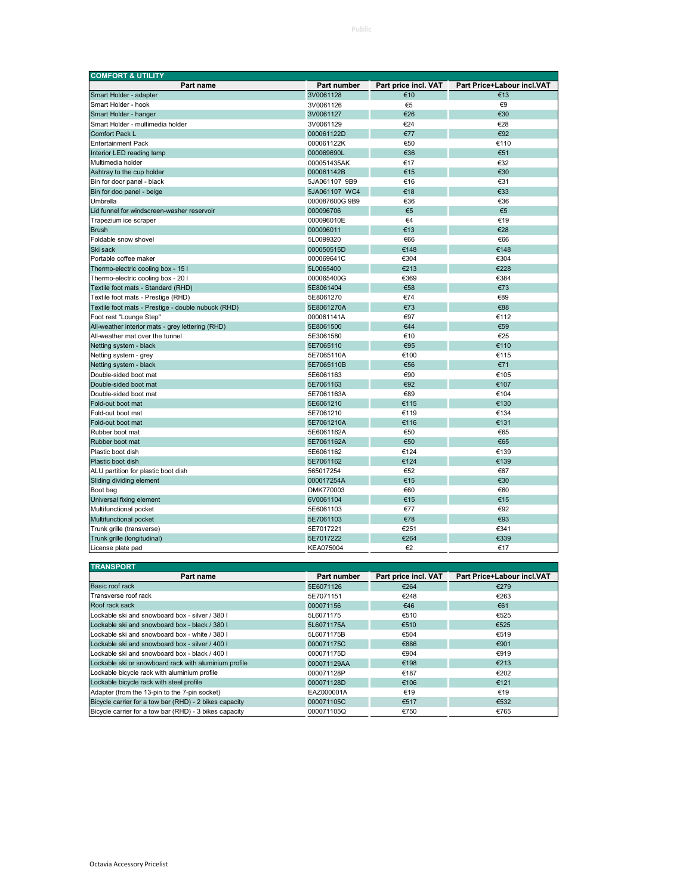## COMFORT & UTILITY

| Part name | Part number | Part price incl. VAT | Part Price+Labour incl.VAT |
|---|---|---|---|
| Smart Holder - adapter | 3V0061128 | €10 | €13 |
| Smart Holder - hook | 3V0061126 | €5 | €9 |
| Smart Holder - hanger | 3V0061127 | €26 | €30 |
| Smart Holder - multimedia holder | 3V0061129 | €24 | €28 |
| Comfort Pack L | 000061122D | €77 | €92 |
| Entertainment Pack | 000061122K | €50 | €110 |
| Interior LED reading lamp | 000069690L | €36 | €51 |
| Multimedia holder | 000051435AK | €17 | €32 |
| Ashtray to the cup holder | 000061142B | €15 | €30 |
| Bin for door panel - black | 5JA061107 9B9 | €16 | €31 |
| Bin for doo panel - beige | 5JA061107 WC4 | €18 | €33 |
| Umbrella | 000087600G 9B9 | €36 | €36 |
| Lid funnel for windscreen-washer reservoir | 000096706 | €5 | €5 |
| Trapezium ice scraper | 000096010E | €4 | €19 |
| Brush | 000096011 | €13 | €28 |
| Foldable snow shovel | 5L0099320 | €66 | €66 |
| Ski sack | 000050515D | €148 | €148 |
| Portable coffee maker | 000069641C | €304 | €304 |
| Thermo-electric cooling box - 15 l | 5L0065400 | €213 | €228 |
| Thermo-electric cooling box - 20 l | 000065400G | €369 | €384 |
| Textile foot mats - Standard (RHD) | 5E8061404 | €58 | €73 |
| Textile foot mats - Prestige (RHD) | 5E8061270 | €74 | €89 |
| Textile foot mats - Prestige - double nubuck (RHD) | 5E8061270A | €73 | €88 |
| Foot rest "Lounge Step" | 000061141A | €97 | €112 |
| All-weather interior mats - grey lettering (RHD) | 5E8061500 | €44 | €59 |
| All-weather mat over the tunnel | 5E3061580 | €10 | €25 |
| Netting system - black | 5E7065110 | €95 | €110 |
| Netting system - grey | 5E7065110A | €100 | €115 |
| Netting system - black | 5E7065110B | €56 | €71 |
| Double-sided boot mat | 5E6061163 | €90 | €105 |
| Double-sided boot mat | 5E7061163 | €92 | €107 |
| Double-sided boot mat | 5E7061163A | €89 | €104 |
| Fold-out boot mat | 5E6061210 | €115 | €130 |
| Fold-out boot mat | 5E7061210 | €119 | €134 |
| Fold-out boot mat | 5E7061210A | €116 | €131 |
| Rubber boot mat | 5E6061162A | €50 | €65 |
| Rubber boot mat | 5E7061162A | €50 | €65 |
| Plastic boot dish | 5E6061162 | €124 | €139 |
| Plastic boot dish | 5E7061162 | €124 | €139 |
| ALU partition for plastic boot dish | 565017254 | €52 | €67 |
| Sliding dividing element | 000017254A | €15 | €30 |
| Boot bag | DMK770003 | €60 | €60 |
| Universal fixing element | 6V0061104 | €15 | €15 |
| Multifunctional pocket | 5E6061103 | €77 | €92 |
| Multifunctional pocket | 5E7061103 | €78 | €93 |
| Trunk grille (transverse) | 5E7017221 | €251 | €341 |
| Trunk grille (longitudinal) | 5E7017222 | €264 | €339 |
| License plate pad | KEA075004 | €2 | €17 |

## TRANSPORT

| Part name | Part number | Part price incl. VAT | Part Price+Labour incl.VAT |
|---|---|---|---|
| Basic roof rack | 5E6071126 | €264 | €279 |
| Transverse roof rack | 5E7071151 | €248 | €263 |
| Roof rack sack | 000071156 | €46 | €61 |
| Lockable ski and snowboard box - silver / 380 l | 5L6071175 | €510 | €525 |
| Lockable ski and snowboard box - black / 380 l | 5L6071175A | €510 | €525 |
| Lockable ski and snowboard box - white / 380 l | 5L6071175B | €504 | €519 |
| Lockable ski and snowboard box - silver / 400 l | 000071175C | €886 | €901 |
| Lockable ski and snowboard box - black / 400 l | 000071175D | €904 | €919 |
| Lockable ski or snowboard rack with aluminium profile | 000071129AA | €198 | €213 |
| Lockable bicycle rack with aluminium profile | 000071128P | €187 | €202 |
| Lockable bicycle rack with steel profile | 000071128D | €106 | €121 |
| Adapter (from the 13-pin to the 7-pin socket) | EAZ000001A | €19 | €19 |
| Bicycle carrier for a tow bar (RHD) - 2 bikes capacity | 000071105C | €517 | €532 |
| Bicycle carrier for a tow bar (RHD) - 3 bikes capacity | 000071105Q | €750 | €765 |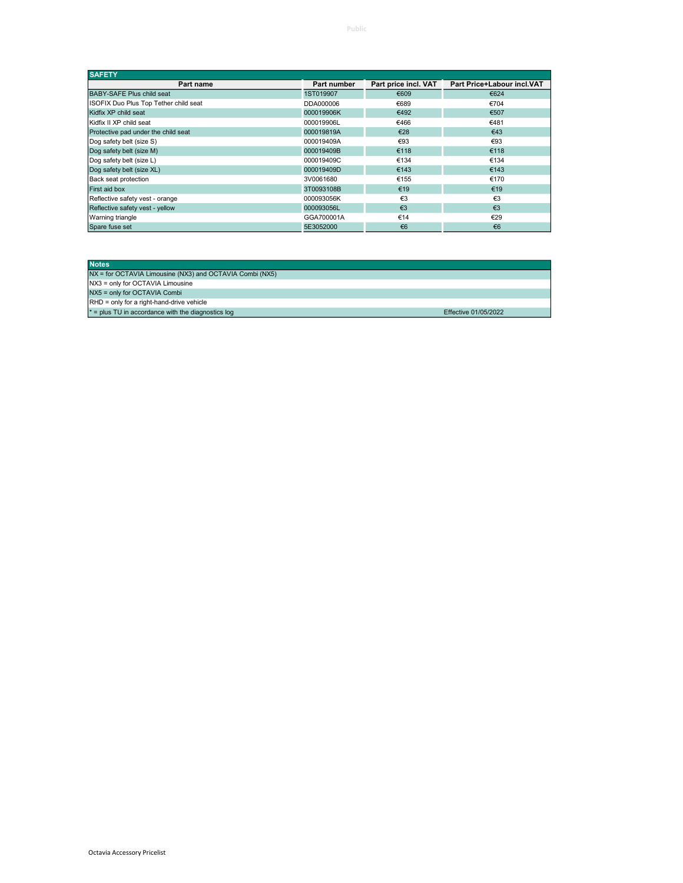## SAFETY

| Part name | Part number | Part price incl. VAT | Part Price+Labour incl.VAT |
|---|---|---|---|
| BABY-SAFE Plus child seat | 1ST019907 | €609 | €624 |
| ISOFIX Duo Plus Top Tether child seat | DDA000006 | €689 | €704 |
| Kidfix XP child seat | 000019906K | €492 | €507 |
| Kidfix II XP child seat | 000019906L | €466 | €481 |
| Protective pad under the child seat | 000019819A | €28 | €43 |
| Dog safety belt (size S) | 000019409A | €93 | €93 |
| Dog safety belt (size M) | 000019409B | €118 | €118 |
| Dog safety belt (size L) | 000019409C | €134 | €134 |
| Dog safety belt (size XL) | 000019409D | €143 | €143 |
| Back seat protection | 3V0061680 | €155 | €170 |
| First aid box | 3T0093108B | €19 | €19 |
| Reflective safety vest - orange | 000093056K | €3 | €3 |
| Reflective safety vest - yellow | 000093056L | €3 | €3 |
| Warning triangle | GGA700001A | €14 | €29 |
| Spare fuse set | 5E3052000 | €6 | €6 |

## Notes

| Notes | |
|---|---|
| NX = for OCTAVIA Limousine (NX3) and OCTAVIA Combi (NX5) | |
| NX3 = only for OCTAVIA Limousine | |
| NX5 = only for OCTAVIA Combi | |
| RHD = only for a right-hand-drive vehicle | |
| * = plus TU in accordance with the diagnostics log | Effective 01/05/2022 |